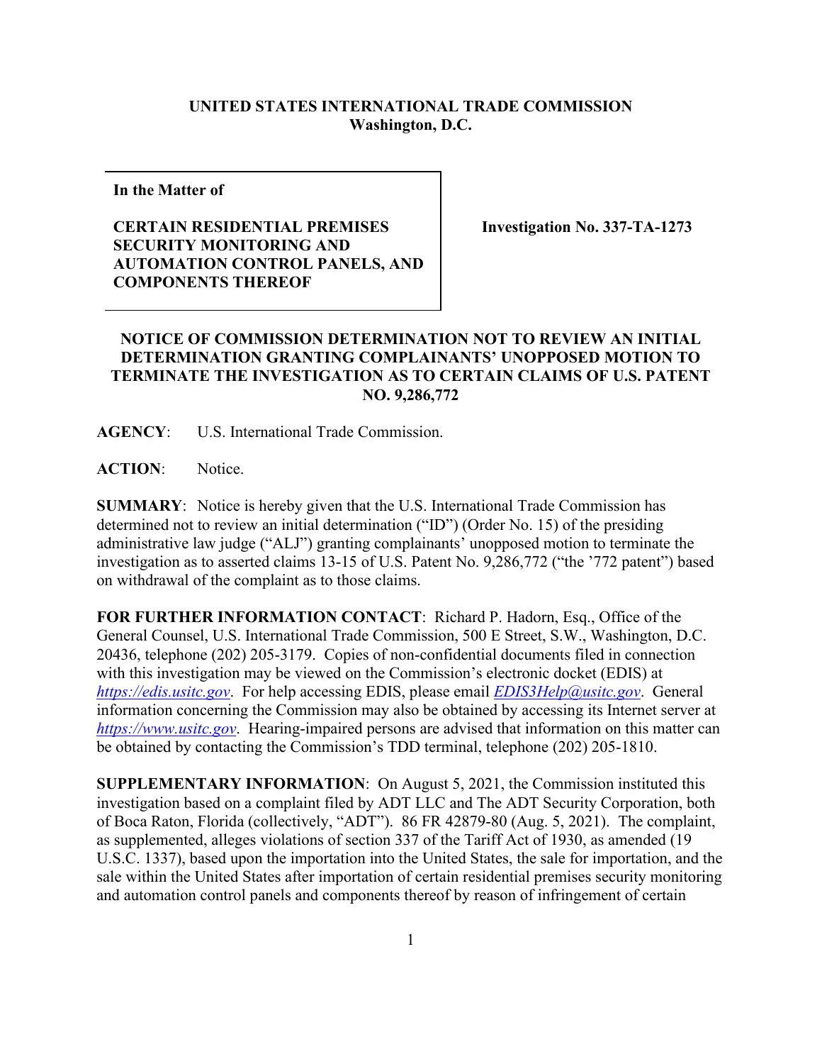**UNITED STATES INTERNATIONAL TRADE COMMISSION**
**Washington, D.C.**

| In the Matter of<br><br>**CERTAIN RESIDENTIAL PREMISES SECURITY MONITORING AND AUTOMATION CONTROL PANELS, AND COMPONENTS THEREOF** | **Investigation No. 337-TA-1273** |
| --- | --- |

**NOTICE OF COMMISSION DETERMINATION NOT TO REVIEW AN INITIAL DETERMINATION GRANTING COMPLAINANTS' UNOPPOSED MOTION TO TERMINATE THE INVESTIGATION AS TO CERTAIN CLAIMS OF U.S. PATENT NO. 9,286,772**

**AGENCY**: U.S. International Trade Commission.

**ACTION**: Notice.

**SUMMARY**: Notice is hereby given that the U.S. International Trade Commission has determined not to review an initial determination ("ID") (Order No. 15) of the presiding administrative law judge ("ALJ") granting complainants' unopposed motion to terminate the investigation as to asserted claims 13-15 of U.S. Patent No. 9,286,772 ("the '772 patent") based on withdrawal of the complaint as to those claims.

**FOR FURTHER INFORMATION CONTACT**: Richard P. Hadorn, Esq., Office of the General Counsel, U.S. International Trade Commission, 500 E Street, S.W., Washington, D.C. 20436, telephone (202) 205-3179. Copies of non-confidential documents filed in connection with this investigation may be viewed on the Commission's electronic docket (EDIS) at *https://edis.usitc.gov*. For help accessing EDIS, please email *EDIS3Help@usitc.gov*. General information concerning the Commission may also be obtained by accessing its Internet server at *https://www.usitc.gov*. Hearing-impaired persons are advised that information on this matter can be obtained by contacting the Commission's TDD terminal, telephone (202) 205-1810.

**SUPPLEMENTARY INFORMATION**: On August 5, 2021, the Commission instituted this investigation based on a complaint filed by ADT LLC and The ADT Security Corporation, both of Boca Raton, Florida (collectively, "ADT"). 86 FR 42879-80 (Aug. 5, 2021). The complaint, as supplemented, alleges violations of section 337 of the Tariff Act of 1930, as amended (19 U.S.C. 1337), based upon the importation into the United States, the sale for importation, and the sale within the United States after importation of certain residential premises security monitoring and automation control panels and components thereof by reason of infringement of certain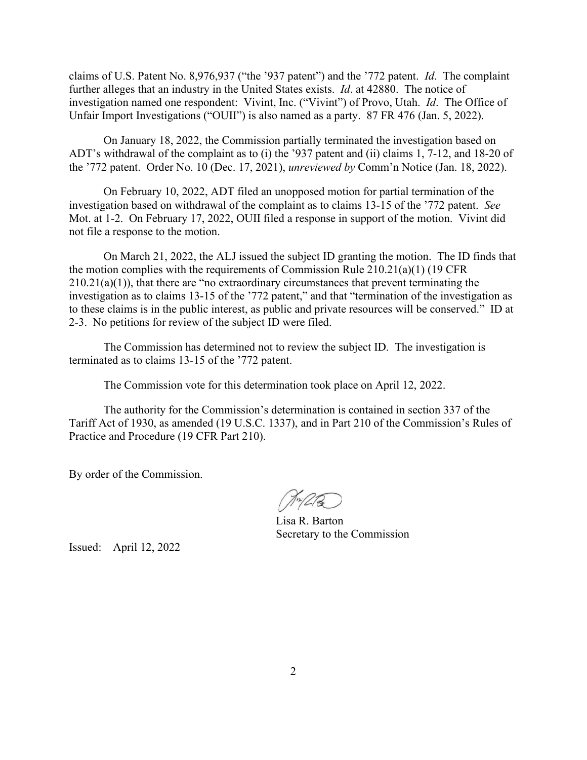claims of U.S. Patent No. 8,976,937 ("the '937 patent") and the '772 patent. *Id*. The complaint further alleges that an industry in the United States exists. *Id*. at 42880. The notice of investigation named one respondent: Vivint, Inc. ("Vivint") of Provo, Utah. *Id*. The Office of Unfair Import Investigations ("OUII") is also named as a party. 87 FR 476 (Jan. 5, 2022).

On January 18, 2022, the Commission partially terminated the investigation based on ADT's withdrawal of the complaint as to (i) the '937 patent and (ii) claims 1, 7-12, and 18-20 of the '772 patent. Order No. 10 (Dec. 17, 2021), *unreviewed by* Comm'n Notice (Jan. 18, 2022).

On February 10, 2022, ADT filed an unopposed motion for partial termination of the investigation based on withdrawal of the complaint as to claims 13-15 of the '772 patent. *See* Mot. at 1-2. On February 17, 2022, OUII filed a response in support of the motion. Vivint did not file a response to the motion.

On March 21, 2022, the ALJ issued the subject ID granting the motion. The ID finds that the motion complies with the requirements of Commission Rule 210.21(a)(1) (19 CFR 210.21(a)(1)), that there are "no extraordinary circumstances that prevent terminating the investigation as to claims 13-15 of the '772 patent," and that "termination of the investigation as to these claims is in the public interest, as public and private resources will be conserved." ID at 2-3. No petitions for review of the subject ID were filed.

The Commission has determined not to review the subject ID. The investigation is terminated as to claims 13-15 of the '772 patent.

The Commission vote for this determination took place on April 12, 2022.

The authority for the Commission's determination is contained in section 337 of the Tariff Act of 1930, as amended (19 U.S.C. 1337), and in Part 210 of the Commission's Rules of Practice and Procedure (19 CFR Part 210).

By order of the Commission.

Lisa R. Barton
Secretary to the Commission

Issued: April 12, 2022